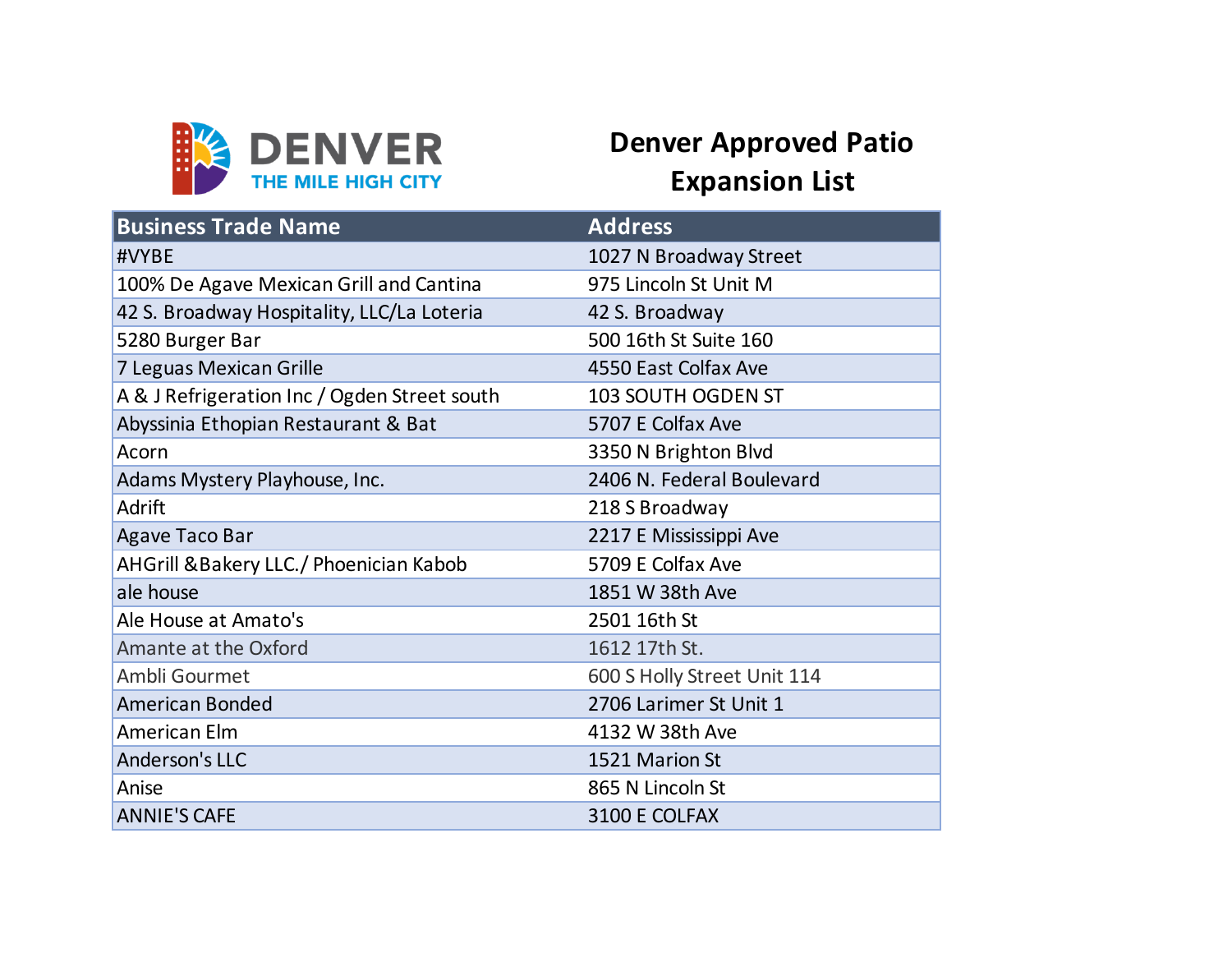DENVER
THE MILE HIGH CITY

# Denver Approved Patio Expansion List

| Business Trade Name | Address |
|---|---|
| #VYBE | 1027 N Broadway Street |
| 100% De Agave Mexican Grill and Cantina | 975 Lincoln St Unit M |
| 42 S. Broadway Hospitality, LLC/La Loteria | 42 S. Broadway |
| 5280 Burger Bar | 500 16th St Suite 160 |
| 7 Leguas Mexican Grille | 4550 East Colfax Ave |
| A & J Refrigeration Inc / Ogden Street south | 103 SOUTH OGDEN ST |
| Abyssinia Ethopian Restaurant & Bat | 5707 E Colfax Ave |
| Acorn | 3350 N Brighton Blvd |
| Adams Mystery Playhouse, Inc. | 2406 N. Federal Boulevard |
| Adrift | 218 S Broadway |
| Agave Taco Bar | 2217 E Mississippi Ave |
| AHGrill &Bakery LLC./ Phoenician Kabob | 5709 E Colfax Ave |
| ale house | 1851 W 38th Ave |
| Ale House at Amato's | 2501 16th St |
| Amante at the Oxford | 1612 17th St. |
| Ambli Gourmet | 600 S Holly Street Unit 114 |
| American Bonded | 2706 Larimer St Unit 1 |
| American Elm | 4132 W 38th Ave |
| Anderson's LLC | 1521 Marion St |
| Anise | 865 N Lincoln St |
| ANNIE'S CAFE | 3100 E COLFAX |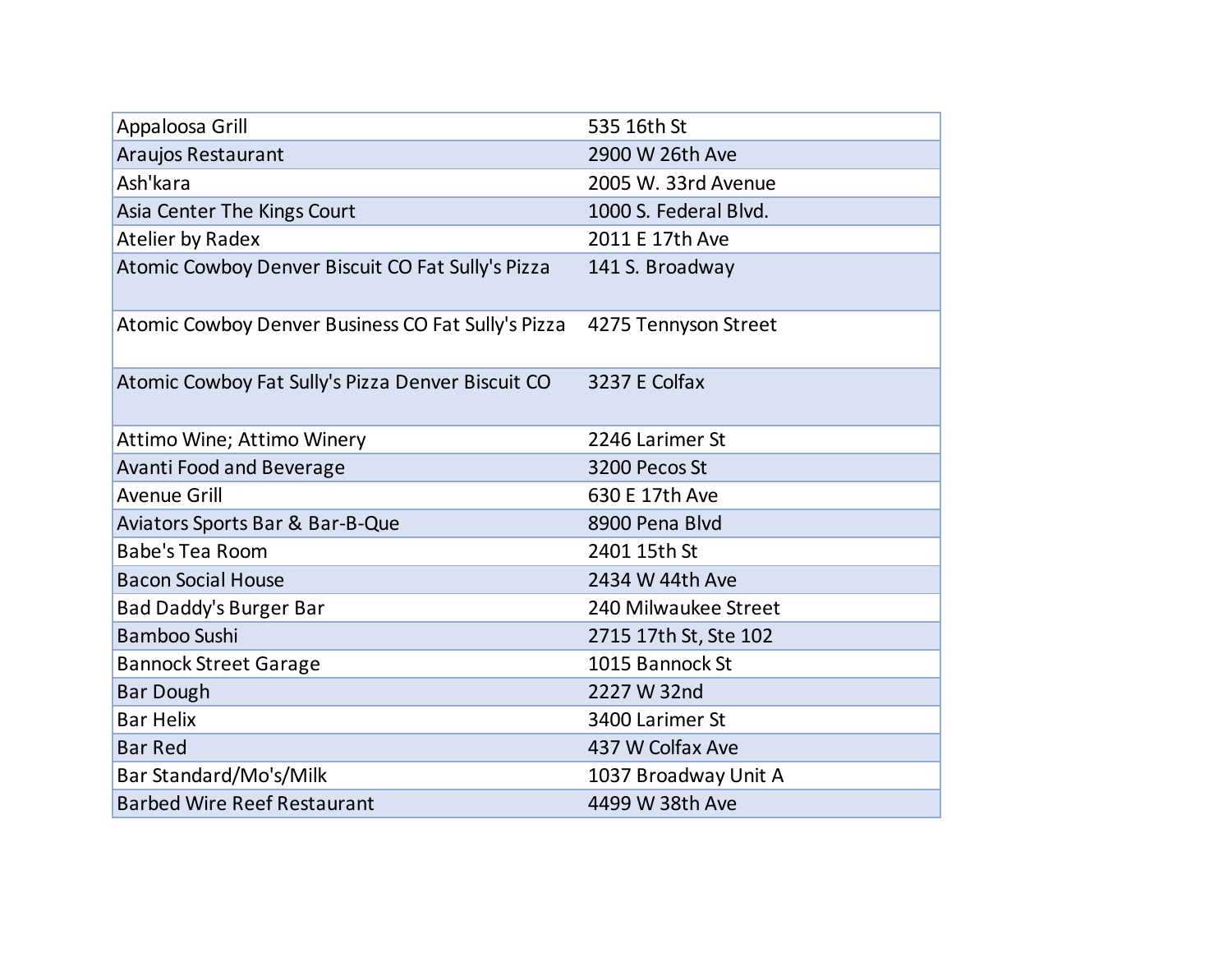| | |
|---|---|
| Appaloosa Grill | 535 16th St |
| Araujos Restaurant | 2900 W 26th Ave |
| Ash'kara | 2005 W. 33rd Avenue |
| Asia Center The Kings Court | 1000 S. Federal Blvd. |
| Atelier by Radex | 2011 E 17th Ave |
| Atomic Cowboy Denver Biscuit CO Fat Sully's Pizza | 141 S. Broadway |
| Atomic Cowboy Denver Business CO Fat Sully's Pizza | 4275 Tennyson Street |
| Atomic Cowboy Fat Sully's Pizza Denver Biscuit CO | 3237 E Colfax |
| Attimo Wine; Attimo Winery | 2246 Larimer St |
| Avanti Food and Beverage | 3200 Pecos St |
| Avenue Grill | 630 E 17th Ave |
| Aviators Sports Bar & Bar-B-Que | 8900 Pena Blvd |
| Babe's Tea Room | 2401 15th St |
| Bacon Social House | 2434 W 44th Ave |
| Bad Daddy's Burger Bar | 240 Milwaukee Street |
| Bamboo Sushi | 2715 17th St, Ste 102 |
| Bannock Street Garage | 1015 Bannock St |
| Bar Dough | 2227 W 32nd |
| Bar Helix | 3400 Larimer St |
| Bar Red | 437 W Colfax Ave |
| Bar Standard/Mo's/Milk | 1037 Broadway Unit A |
| Barbed Wire Reef Restaurant | 4499 W 38th Ave |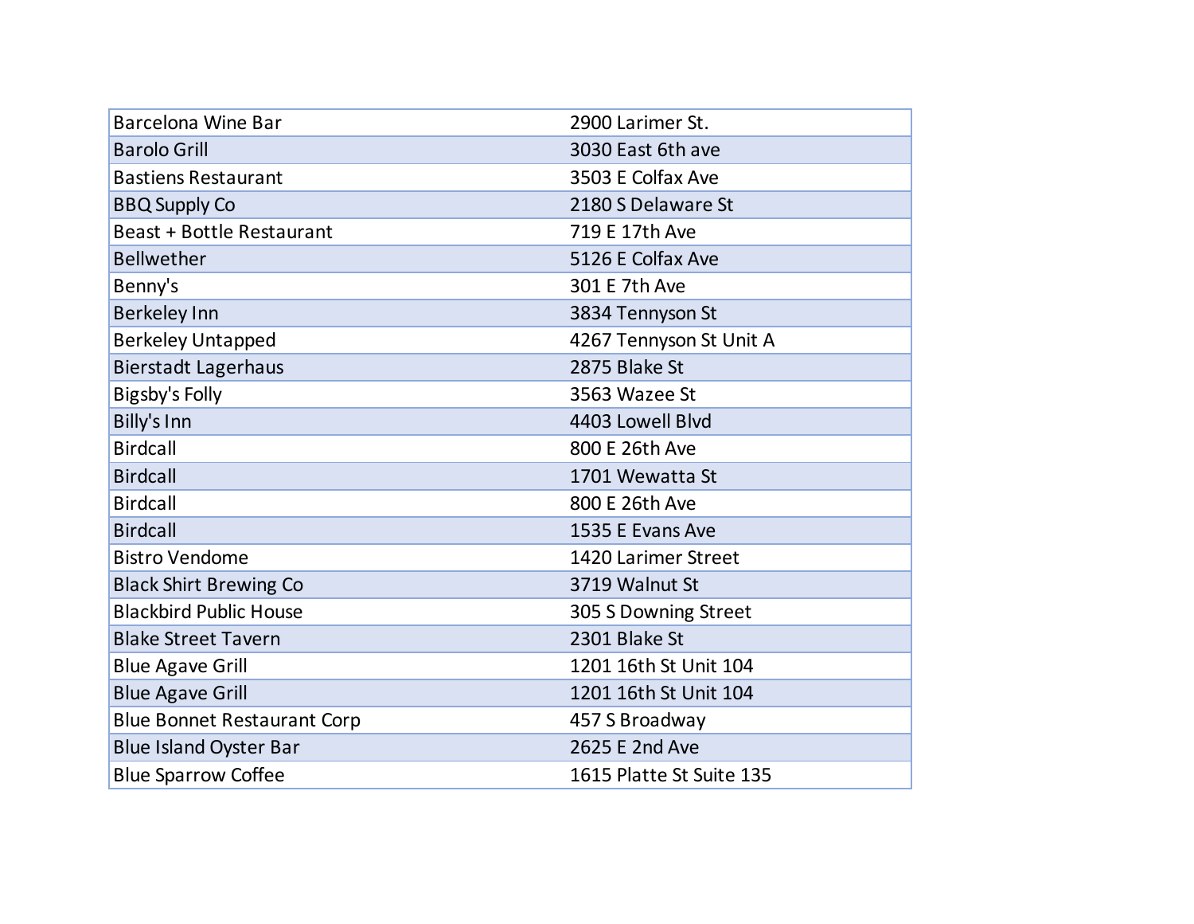| | |
|---|---|
| Barcelona Wine Bar | 2900 Larimer St. |
| Barolo Grill | 3030 East 6th ave |
| Bastiens Restaurant | 3503 E Colfax Ave |
| BBQ Supply Co | 2180 S Delaware St |
| Beast + Bottle Restaurant | 719 E 17th Ave |
| Bellwether | 5126 E Colfax Ave |
| Benny's | 301 E 7th Ave |
| Berkeley Inn | 3834 Tennyson St |
| Berkeley Untapped | 4267 Tennyson St Unit A |
| Bierstadt Lagerhaus | 2875 Blake St |
| Bigsby's Folly | 3563 Wazee St |
| Billy's Inn | 4403 Lowell Blvd |
| Birdcall | 800 E 26th Ave |
| Birdcall | 1701 Wewatta St |
| Birdcall | 800 E 26th Ave |
| Birdcall | 1535 E Evans Ave |
| Bistro Vendome | 1420 Larimer Street |
| Black Shirt Brewing Co | 3719 Walnut St |
| Blackbird Public House | 305 S Downing Street |
| Blake Street Tavern | 2301 Blake St |
| Blue Agave Grill | 1201 16th St Unit 104 |
| Blue Agave Grill | 1201 16th St Unit 104 |
| Blue Bonnet Restaurant Corp | 457 S Broadway |
| Blue Island Oyster Bar | 2625 E 2nd Ave |
| Blue Sparrow Coffee | 1615 Platte St Suite 135 |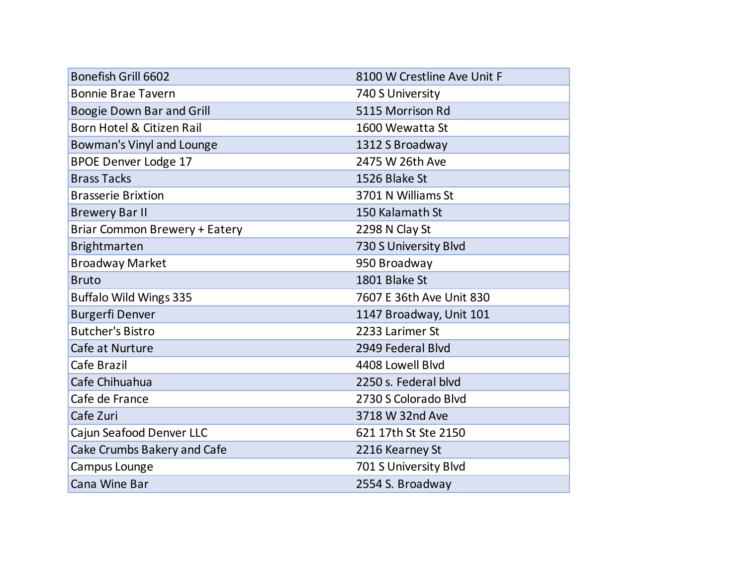| | |
|---|---|
| Bonefish Grill 6602 | 8100 W Crestline Ave Unit F |
| Bonnie Brae Tavern | 740 S University |
| Boogie Down Bar and Grill | 5115 Morrison Rd |
| Born Hotel & Citizen Rail | 1600 Wewatta St |
| Bowman's Vinyl and Lounge | 1312 S Broadway |
| BPOE Denver Lodge 17 | 2475 W 26th Ave |
| Brass Tacks | 1526 Blake St |
| Brasserie Brixtion | 3701 N Williams St |
| Brewery Bar II | 150 Kalamath St |
| Briar Common Brewery + Eatery | 2298 N Clay St |
| Brightmarten | 730 S University Blvd |
| Broadway Market | 950 Broadway |
| Bruto | 1801 Blake St |
| Buffalo Wild Wings 335 | 7607 E 36th Ave Unit 830 |
| Burgerfi Denver | 1147 Broadway, Unit 101 |
| Butcher's Bistro | 2233 Larimer St |
| Cafe at Nurture | 2949 Federal Blvd |
| Cafe Brazil | 4408 Lowell Blvd |
| Cafe Chihuahua | 2250 s. Federal blvd |
| Cafe de France | 2730 S Colorado Blvd |
| Cafe Zuri | 3718 W 32nd Ave |
| Cajun Seafood Denver LLC | 621 17th St Ste 2150 |
| Cake Crumbs Bakery and Cafe | 2216 Kearney St |
| Campus Lounge | 701 S University Blvd |
| Cana Wine Bar | 2554 S. Broadway |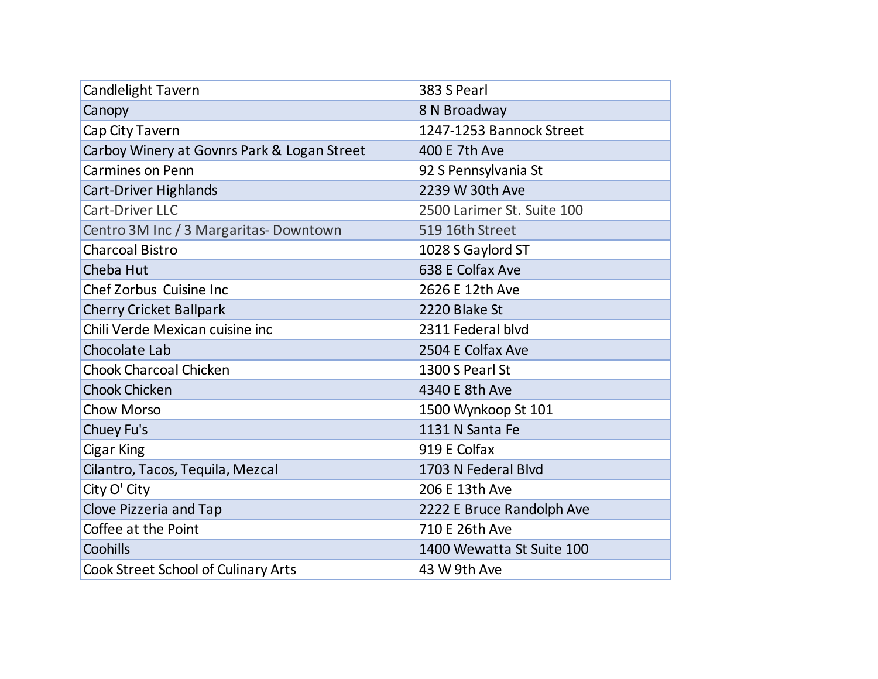| | |
|---|---|
| Candlelight Tavern | 383 S Pearl |
| Canopy | 8 N Broadway |
| Cap City Tavern | 1247-1253 Bannock Street |
| Carboy Winery at Govnrs Park & Logan Street | 400 E 7th Ave |
| Carmines on Penn | 92 S Pennsylvania St |
| Cart-Driver Highlands | 2239 W 30th Ave |
| Cart-Driver LLC | 2500 Larimer St. Suite 100 |
| Centro 3M Inc / 3 Margaritas- Downtown | 519 16th Street |
| Charcoal Bistro | 1028 S Gaylord ST |
| Cheba Hut | 638 E Colfax Ave |
| Chef Zorbus  Cuisine Inc | 2626 E 12th Ave |
| Cherry Cricket Ballpark | 2220 Blake St |
| Chili Verde Mexican cuisine inc | 2311 Federal blvd |
| Chocolate Lab | 2504 E Colfax Ave |
| Chook Charcoal Chicken | 1300 S Pearl St |
| Chook Chicken | 4340 E 8th Ave |
| Chow Morso | 1500 Wynkoop St 101 |
| Chuey Fu's | 1131 N Santa Fe |
| Cigar King | 919 E Colfax |
| Cilantro, Tacos, Tequila, Mezcal | 1703 N Federal Blvd |
| City O' City | 206 E 13th Ave |
| Clove Pizzeria and Tap | 2222 E Bruce Randolph Ave |
| Coffee at the Point | 710 E 26th Ave |
| Coohills | 1400 Wewatta St Suite 100 |
| Cook Street School of Culinary Arts | 43 W 9th Ave |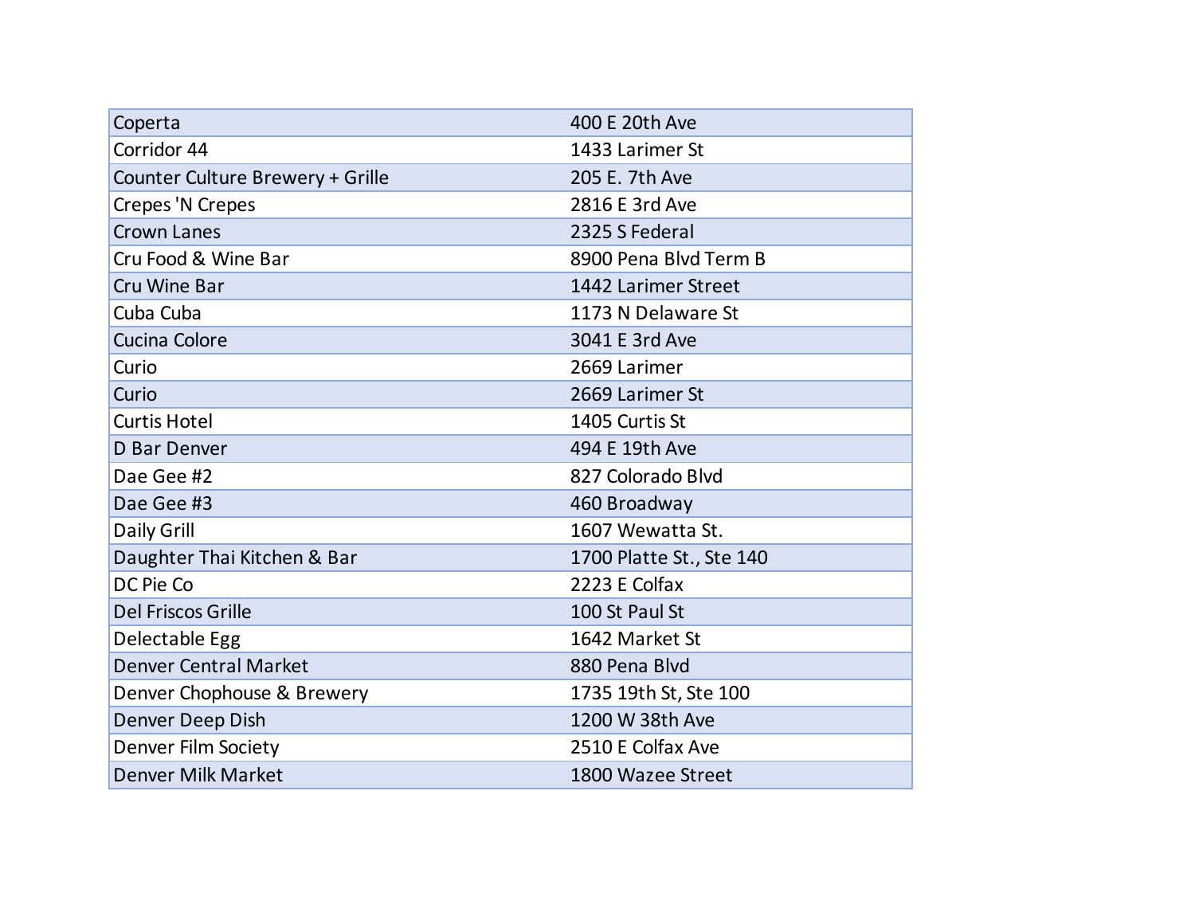| | |
|---|---|
| Coperta | 400 E 20th Ave |
| Corridor 44 | 1433 Larimer St |
| Counter Culture Brewery + Grille | 205 E. 7th Ave |
| Crepes 'N Crepes | 2816 E 3rd Ave |
| Crown Lanes | 2325 S Federal |
| Cru Food & Wine Bar | 8900 Pena Blvd Term B |
| Cru Wine Bar | 1442 Larimer Street |
| Cuba Cuba | 1173 N Delaware St |
| Cucina Colore | 3041 E 3rd Ave |
| Curio | 2669 Larimer |
| Curio | 2669 Larimer St |
| Curtis Hotel | 1405 Curtis St |
| D Bar Denver | 494 E 19th Ave |
| Dae Gee #2 | 827 Colorado Blvd |
| Dae Gee #3 | 460 Broadway |
| Daily Grill | 1607 Wewatta St. |
| Daughter Thai Kitchen & Bar | 1700 Platte St., Ste 140 |
| DC Pie Co | 2223 E Colfax |
| Del Friscos Grille | 100 St Paul St |
| Delectable Egg | 1642 Market St |
| Denver Central Market | 880 Pena Blvd |
| Denver Chophouse & Brewery | 1735 19th St, Ste 100 |
| Denver Deep Dish | 1200 W 38th Ave |
| Denver Film Society | 2510 E Colfax Ave |
| Denver Milk Market | 1800 Wazee Street |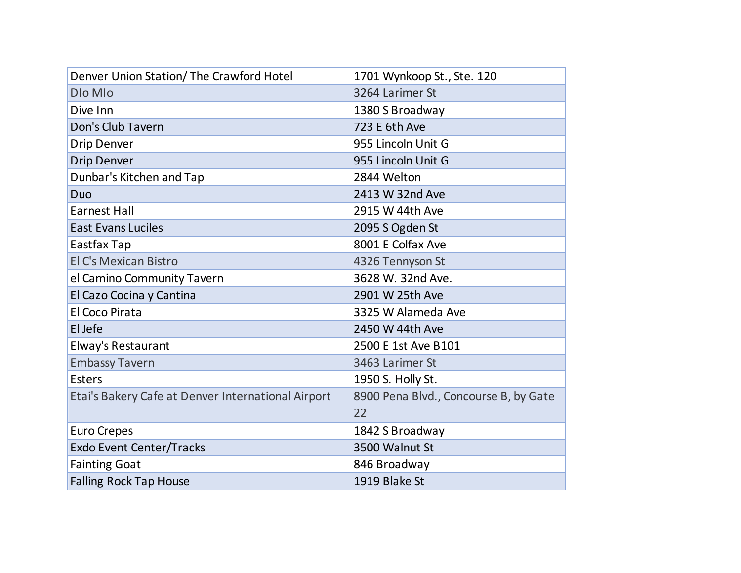| Denver Union Station/ The Crawford Hotel | 1701 Wynkoop St., Ste. 120 |
|---|---|
| DIo MIo | 3264 Larimer St |
| Dive Inn | 1380 S Broadway |
| Don's Club Tavern | 723 E 6th Ave |
| Drip Denver | 955 Lincoln Unit G |
| Drip Denver | 955 Lincoln Unit G |
| Dunbar's Kitchen and Tap | 2844 Welton |
| Duo | 2413 W 32nd Ave |
| Earnest Hall | 2915 W 44th Ave |
| East Evans Luciles | 2095 S Ogden St |
| Eastfax Tap | 8001 E Colfax Ave |
| El C's Mexican Bistro | 4326 Tennyson St |
| el Camino Community Tavern | 3628 W. 32nd Ave. |
| El Cazo Cocina y Cantina | 2901 W 25th Ave |
| El Coco Pirata | 3325 W Alameda Ave |
| El Jefe | 2450 W 44th Ave |
| Elway's Restaurant | 2500 E 1st Ave B101 |
| Embassy Tavern | 3463 Larimer St |
| Esters | 1950 S. Holly St. |
| Etai's Bakery Cafe at Denver International Airport | 8900 Pena Blvd., Concourse B, by Gate 22 |
| Euro Crepes | 1842 S Broadway |
| Exdo Event Center/Tracks | 3500 Walnut St |
| Fainting Goat | 846 Broadway |
| Falling Rock Tap House | 1919 Blake St |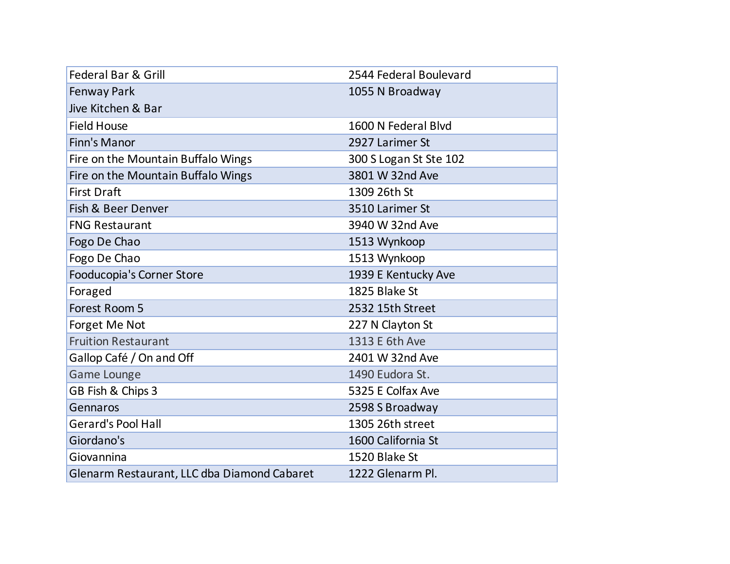| | |
|---|---|
| Federal Bar & Grill | 2544 Federal Boulevard |
| Fenway Park<br>Jive Kitchen & Bar | 1055 N Broadway |
| Field House | 1600 N Federal Blvd |
| Finn's Manor | 2927 Larimer St |
| Fire on the Mountain Buffalo Wings | 300 S Logan St Ste 102 |
| Fire on the Mountain Buffalo Wings | 3801 W 32nd Ave |
| First Draft | 1309 26th St |
| Fish & Beer Denver | 3510 Larimer St |
| FNG Restaurant | 3940 W 32nd Ave |
| Fogo De Chao | 1513 Wynkoop |
| Fogo De Chao | 1513 Wynkoop |
| Fooducopia's Corner Store | 1939 E Kentucky Ave |
| Foraged | 1825 Blake St |
| Forest Room 5 | 2532 15th Street |
| Forget Me Not | 227 N Clayton St |
| Fruition Restaurant | 1313 E 6th Ave |
| Gallop Café / On and Off | 2401 W 32nd Ave |
| Game Lounge | 1490 Eudora St. |
| GB Fish & Chips 3 | 5325 E Colfax Ave |
| Gennaros | 2598 S Broadway |
| Gerard's Pool Hall | 1305 26th street |
| Giordano's | 1600 California St |
| Giovannina | 1520 Blake St |
| Glenarm Restaurant, LLC dba Diamond Cabaret | 1222 Glenarm Pl. |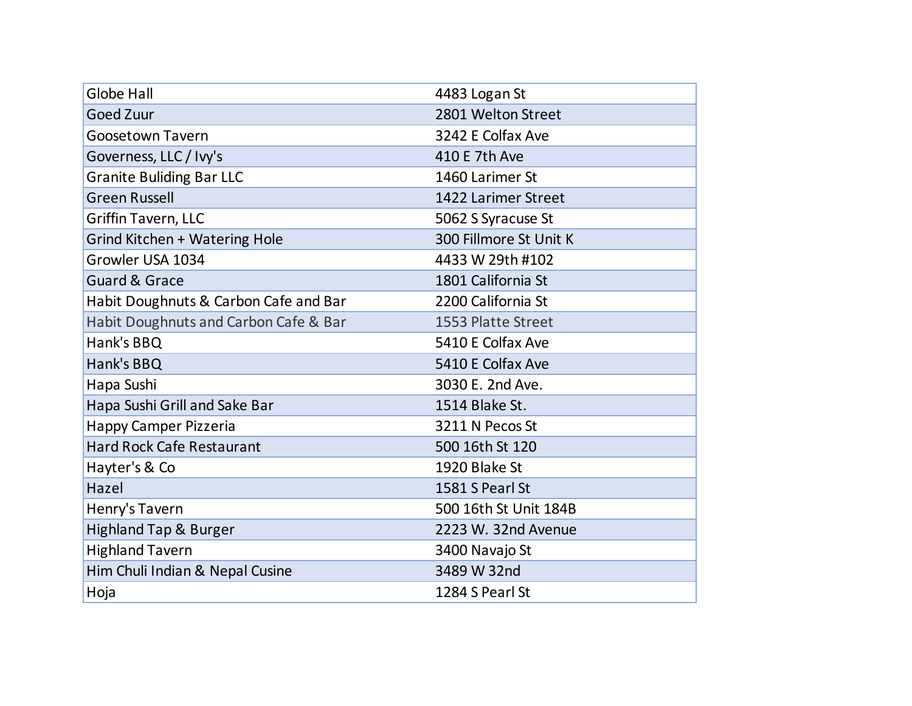| | |
|---|---|
| Globe Hall | 4483 Logan St |
| Goed Zuur | 2801 Welton Street |
| Goosetown Tavern | 3242 E Colfax Ave |
| Governess, LLC / Ivy's | 410 E 7th Ave |
| Granite Buliding Bar LLC | 1460 Larimer St |
| Green Russell | 1422 Larimer Street |
| Griffin Tavern, LLC | 5062 S Syracuse St |
| Grind Kitchen + Watering Hole | 300 Fillmore St Unit K |
| Growler USA 1034 | 4433 W 29th #102 |
| Guard & Grace | 1801 California St |
| Habit Doughnuts & Carbon Cafe and Bar | 2200 California St |
| Habit Doughnuts and Carbon Cafe & Bar | 1553 Platte Street |
| Hank's BBQ | 5410 E Colfax Ave |
| Hank's BBQ | 5410 E Colfax Ave |
| Hapa Sushi | 3030 E. 2nd Ave. |
| Hapa Sushi Grill and Sake Bar | 1514 Blake St. |
| Happy Camper Pizzeria | 3211 N Pecos St |
| Hard Rock Cafe Restaurant | 500 16th St 120 |
| Hayter's & Co | 1920 Blake St |
| Hazel | 1581 S Pearl St |
| Henry's Tavern | 500 16th St Unit 184B |
| Highland Tap & Burger | 2223 W. 32nd Avenue |
| Highland Tavern | 3400 Navajo St |
| Him Chuli Indian & Nepal Cusine | 3489 W 32nd |
| Hoja | 1284 S Pearl St |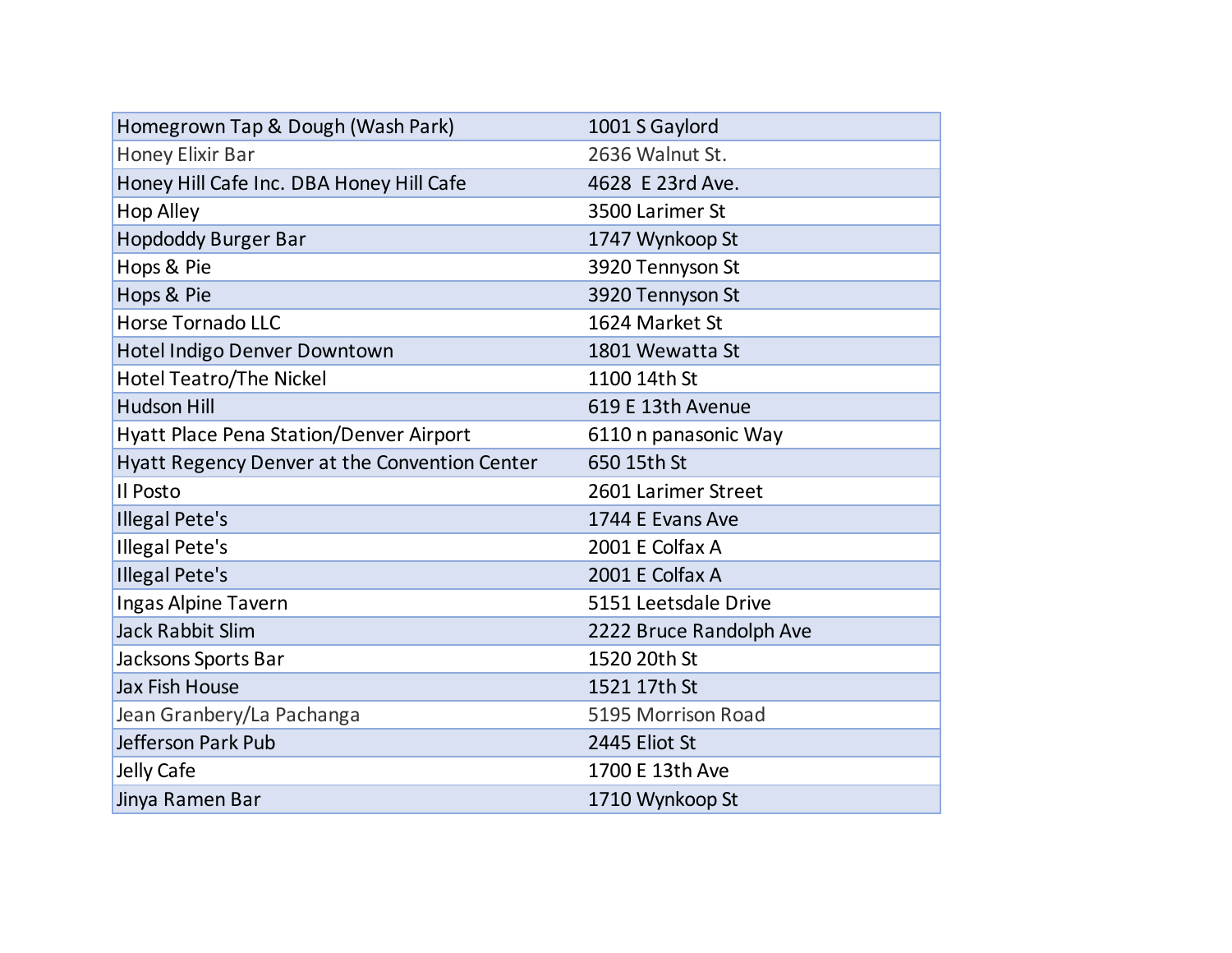| | |
|---|---|
| Homegrown Tap & Dough (Wash Park) | 1001 S Gaylord |
| Honey Elixir Bar | 2636 Walnut St. |
| Honey Hill Cafe Inc. DBA Honey Hill Cafe | 4628  E 23rd Ave. |
| Hop Alley | 3500 Larimer St |
| Hopdoddy Burger Bar | 1747 Wynkoop St |
| Hops & Pie | 3920 Tennyson St |
| Hops & Pie | 3920 Tennyson St |
| Horse Tornado LLC | 1624 Market St |
| Hotel Indigo Denver Downtown | 1801 Wewatta St |
| Hotel Teatro/The Nickel | 1100 14th St |
| Hudson Hill | 619 E 13th Avenue |
| Hyatt Place Pena Station/Denver Airport | 6110 n panasonic Way |
| Hyatt Regency Denver at the Convention Center | 650 15th St |
| Il Posto | 2601 Larimer Street |
| Illegal Pete's | 1744 E Evans Ave |
| Illegal Pete's | 2001 E Colfax A |
| Illegal Pete's | 2001 E Colfax A |
| Ingas Alpine Tavern | 5151 Leetsdale Drive |
| Jack Rabbit Slim | 2222 Bruce Randolph Ave |
| Jacksons Sports Bar | 1520 20th St |
| Jax Fish House | 1521 17th St |
| Jean Granbery/La Pachanga | 5195 Morrison Road |
| Jefferson Park Pub | 2445 Eliot St |
| Jelly Cafe | 1700 E 13th Ave |
| Jinya Ramen Bar | 1710 Wynkoop St |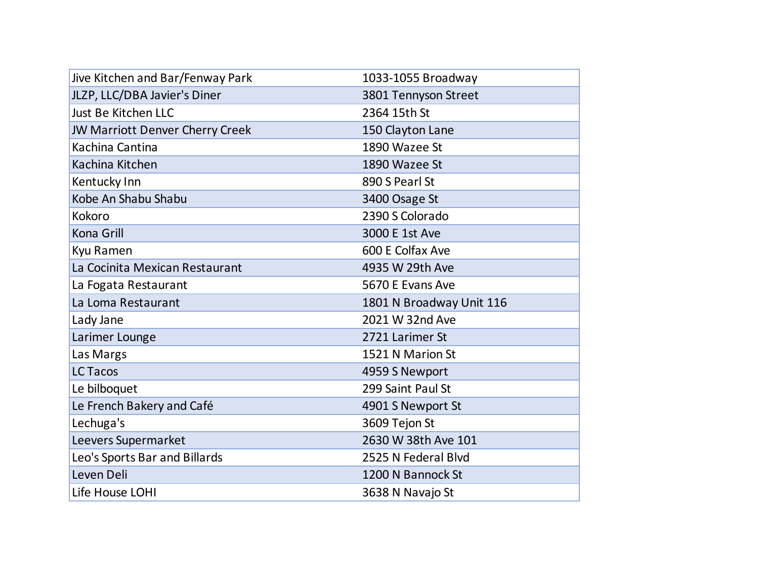| | |
|---|---|
| Jive Kitchen and Bar/Fenway Park | 1033-1055 Broadway |
| JLZP, LLC/DBA Javier's Diner | 3801 Tennyson Street |
| Just Be Kitchen LLC | 2364 15th St |
| JW Marriott Denver Cherry Creek | 150 Clayton Lane |
| Kachina Cantina | 1890 Wazee St |
| Kachina Kitchen | 1890 Wazee St |
| Kentucky Inn | 890 S Pearl St |
| Kobe An Shabu Shabu | 3400 Osage St |
| Kokoro | 2390 S Colorado |
| Kona Grill | 3000 E 1st Ave |
| Kyu Ramen | 600 E Colfax Ave |
| La Cocinita Mexican Restaurant | 4935 W 29th Ave |
| La Fogata Restaurant | 5670 E Evans Ave |
| La Loma Restaurant | 1801 N Broadway Unit 116 |
| Lady Jane | 2021 W 32nd Ave |
| Larimer Lounge | 2721 Larimer St |
| Las Margs | 1521 N Marion St |
| LC Tacos | 4959 S Newport |
| Le bilboquet | 299 Saint Paul St |
| Le French Bakery and Café | 4901 S Newport St |
| Lechuga's | 3609 Tejon St |
| Leevers Supermarket | 2630 W 38th Ave 101 |
| Leo's Sports Bar and Billards | 2525 N Federal Blvd |
| Leven Deli | 1200 N Bannock St |
| Life House LOHI | 3638 N Navajo St |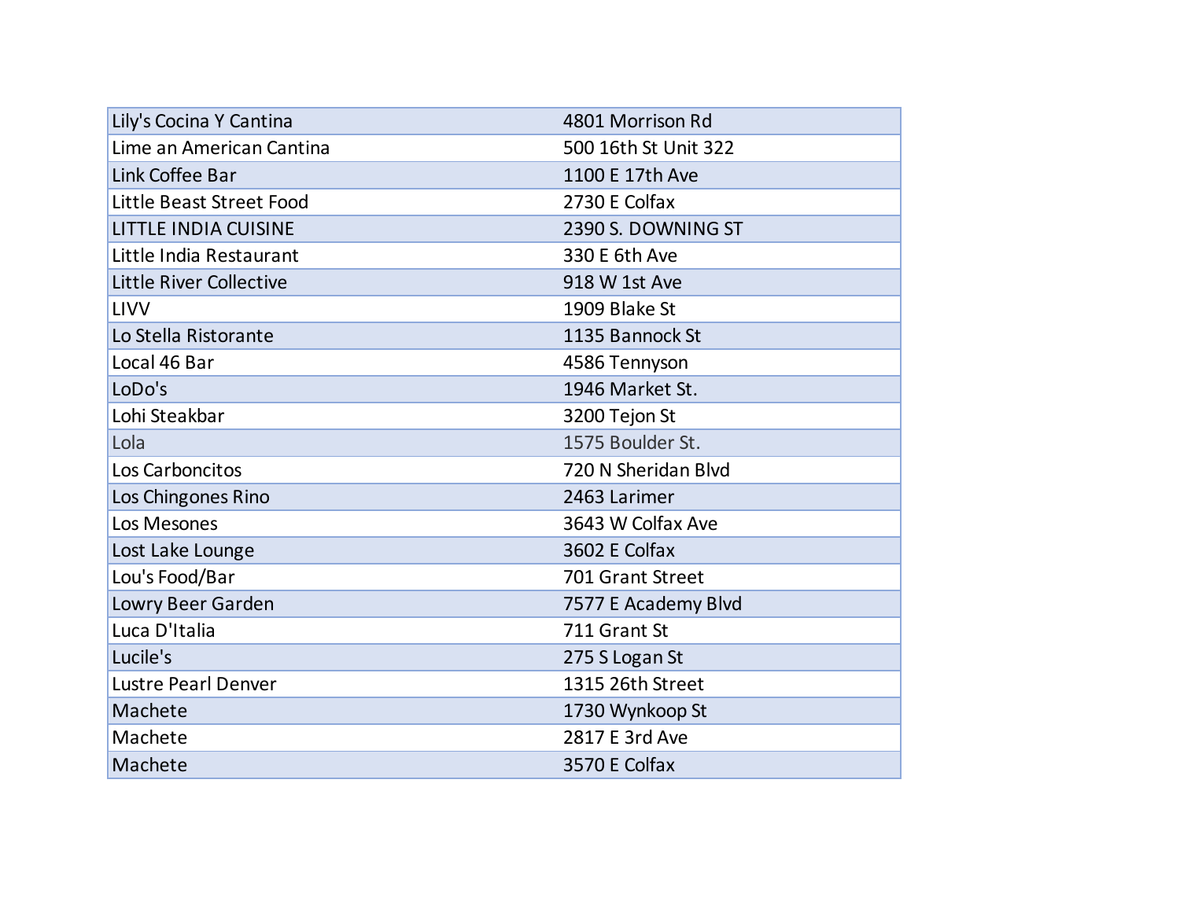| | |
|---|---|
| Lily's Cocina Y Cantina | 4801 Morrison Rd |
| Lime an American Cantina | 500 16th St Unit 322 |
| Link Coffee Bar | 1100 E 17th Ave |
| Little Beast Street Food | 2730 E Colfax |
| LITTLE INDIA CUISINE | 2390 S. DOWNING ST |
| Little India Restaurant | 330 E 6th Ave |
| Little River Collective | 918 W 1st Ave |
| LIVV | 1909 Blake St |
| Lo Stella Ristorante | 1135 Bannock St |
| Local 46 Bar | 4586 Tennyson |
| LoDo's | 1946 Market St. |
| Lohi Steakbar | 3200 Tejon St |
| Lola | 1575 Boulder St. |
| Los Carboncitos | 720 N Sheridan Blvd |
| Los Chingones Rino | 2463 Larimer |
| Los Mesones | 3643 W Colfax Ave |
| Lost Lake Lounge | 3602 E Colfax |
| Lou's Food/Bar | 701 Grant Street |
| Lowry Beer Garden | 7577 E Academy Blvd |
| Luca D'Italia | 711 Grant St |
| Lucile's | 275 S Logan St |
| Lustre Pearl Denver | 1315 26th Street |
| Machete | 1730 Wynkoop St |
| Machete | 2817 E 3rd Ave |
| Machete | 3570 E Colfax |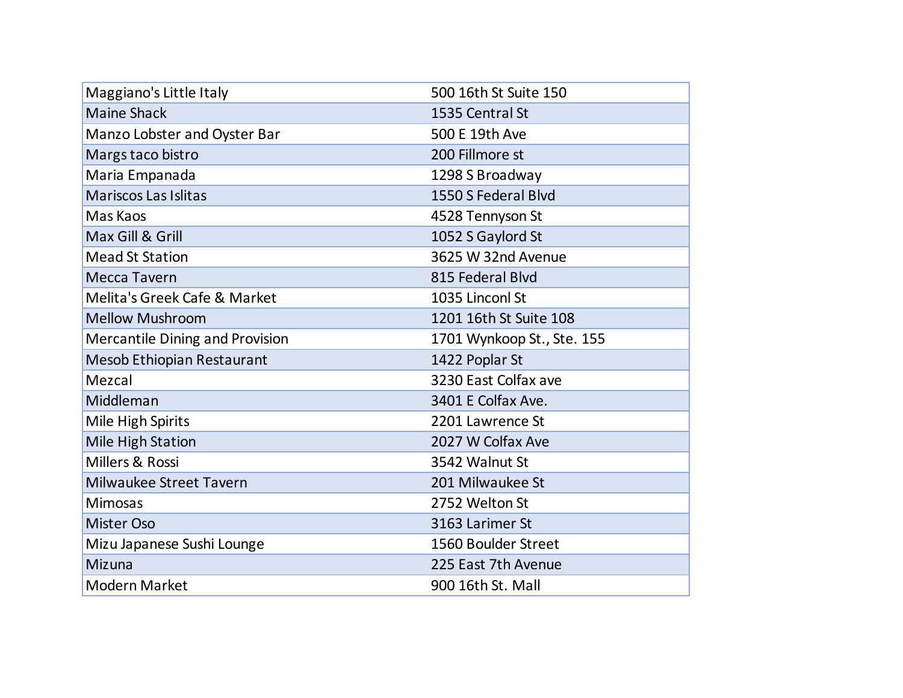| | |
|---|---|
| Maggiano's Little Italy | 500 16th St Suite 150 |
| Maine Shack | 1535 Central St |
| Manzo Lobster and Oyster Bar | 500 E 19th Ave |
| Margs taco bistro | 200 Fillmore st |
| Maria Empanada | 1298 S Broadway |
| Mariscos Las Islitas | 1550 S Federal Blvd |
| Mas Kaos | 4528 Tennyson St |
| Max Gill & Grill | 1052 S Gaylord St |
| Mead St Station | 3625 W 32nd Avenue |
| Mecca Tavern | 815 Federal Blvd |
| Melita's Greek Cafe & Market | 1035 Linconl St |
| Mellow Mushroom | 1201 16th St Suite 108 |
| Mercantile Dining and Provision | 1701 Wynkoop St., Ste. 155 |
| Mesob Ethiopian Restaurant | 1422 Poplar St |
| Mezcal | 3230 East Colfax ave |
| Middleman | 3401 E Colfax Ave. |
| Mile High Spirits | 2201 Lawrence St |
| Mile High Station | 2027 W Colfax Ave |
| Millers & Rossi | 3542 Walnut St |
| Milwaukee Street Tavern | 201 Milwaukee St |
| Mimosas | 2752 Welton St |
| Mister Oso | 3163 Larimer St |
| Mizu Japanese Sushi Lounge | 1560 Boulder Street |
| Mizuna | 225 East 7th Avenue |
| Modern Market | 900 16th St. Mall |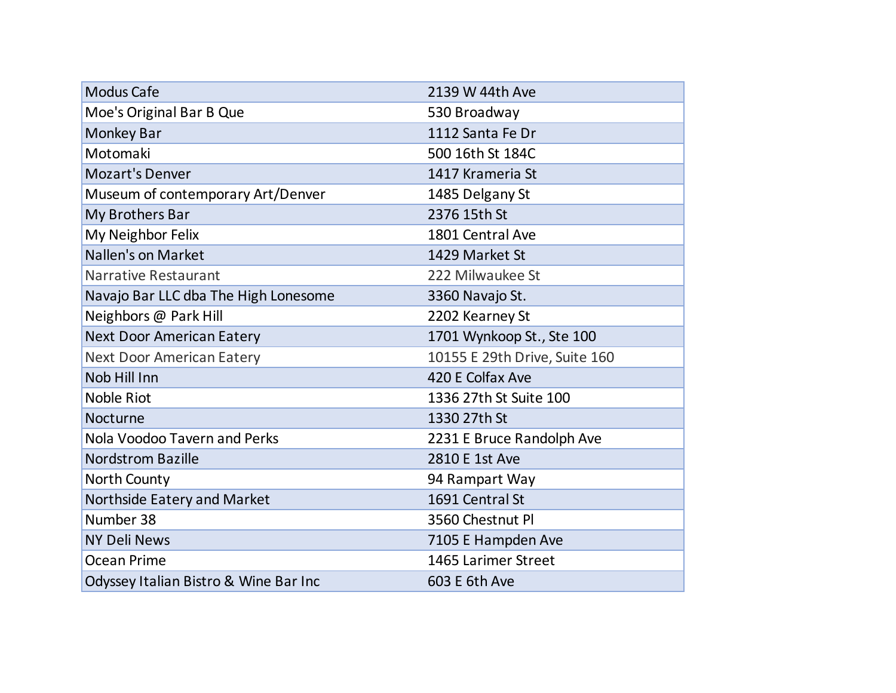| | |
|---|---|
| Modus Cafe | 2139 W 44th Ave |
| Moe's Original Bar B Que | 530 Broadway |
| Monkey Bar | 1112 Santa Fe Dr |
| Motomaki | 500 16th St 184C |
| Mozart's Denver | 1417 Krameria St |
| Museum of contemporary Art/Denver | 1485 Delgany St |
| My Brothers Bar | 2376 15th St |
| My Neighbor Felix | 1801 Central Ave |
| Nallen's on Market | 1429 Market St |
| Narrative Restaurant | 222 Milwaukee St |
| Navajo Bar LLC dba The High Lonesome | 3360 Navajo St. |
| Neighbors @ Park Hill | 2202 Kearney St |
| Next Door American Eatery | 1701 Wynkoop St., Ste 100 |
| Next Door American Eatery | 10155 E 29th Drive, Suite 160 |
| Nob Hill Inn | 420 E Colfax Ave |
| Noble Riot | 1336 27th St Suite 100 |
| Nocturne | 1330 27th St |
| Nola Voodoo Tavern and Perks | 2231 E Bruce Randolph Ave |
| Nordstrom Bazille | 2810 E 1st Ave |
| North County | 94 Rampart Way |
| Northside Eatery and Market | 1691 Central St |
| Number 38 | 3560 Chestnut Pl |
| NY Deli News | 7105 E Hampden Ave |
| Ocean Prime | 1465 Larimer Street |
| Odyssey Italian Bistro & Wine Bar Inc | 603 E 6th Ave |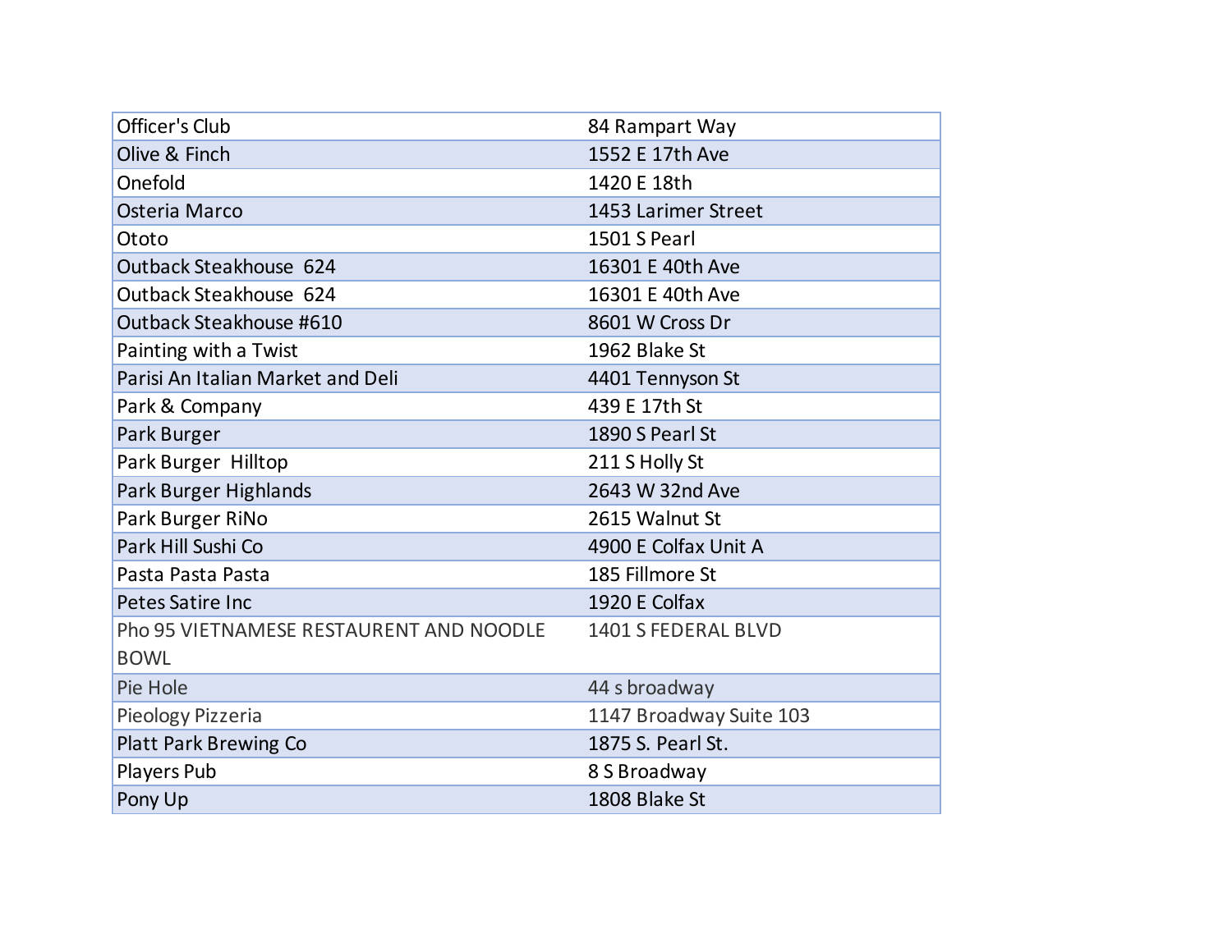| | |
|---|---|
| Officer's Club | 84 Rampart Way |
| Olive & Finch | 1552 E 17th Ave |
| Onefold | 1420 E 18th |
| Osteria Marco | 1453 Larimer Street |
| Ototo | 1501 S Pearl |
| Outback Steakhouse 624 | 16301 E 40th Ave |
| Outback Steakhouse 624 | 16301 E 40th Ave |
| Outback Steakhouse #610 | 8601 W Cross Dr |
| Painting with a Twist | 1962 Blake St |
| Parisi An Italian Market and Deli | 4401 Tennyson St |
| Park & Company | 439 E 17th St |
| Park Burger | 1890 S Pearl St |
| Park Burger Hilltop | 211 S Holly St |
| Park Burger Highlands | 2643 W 32nd Ave |
| Park Burger RiNo | 2615 Walnut St |
| Park Hill Sushi Co | 4900 E Colfax Unit A |
| Pasta Pasta Pasta | 185 Fillmore St |
| Petes Satire Inc | 1920 E Colfax |
| Pho 95 VIETNAMESE RESTAURENT AND NOODLE BOWL | 1401 S FEDERAL BLVD |
| Pie Hole | 44 s broadway |
| Pieology Pizzeria | 1147 Broadway Suite 103 |
| Platt Park Brewing Co | 1875 S. Pearl St. |
| Players Pub | 8 S Broadway |
| Pony Up | 1808 Blake St |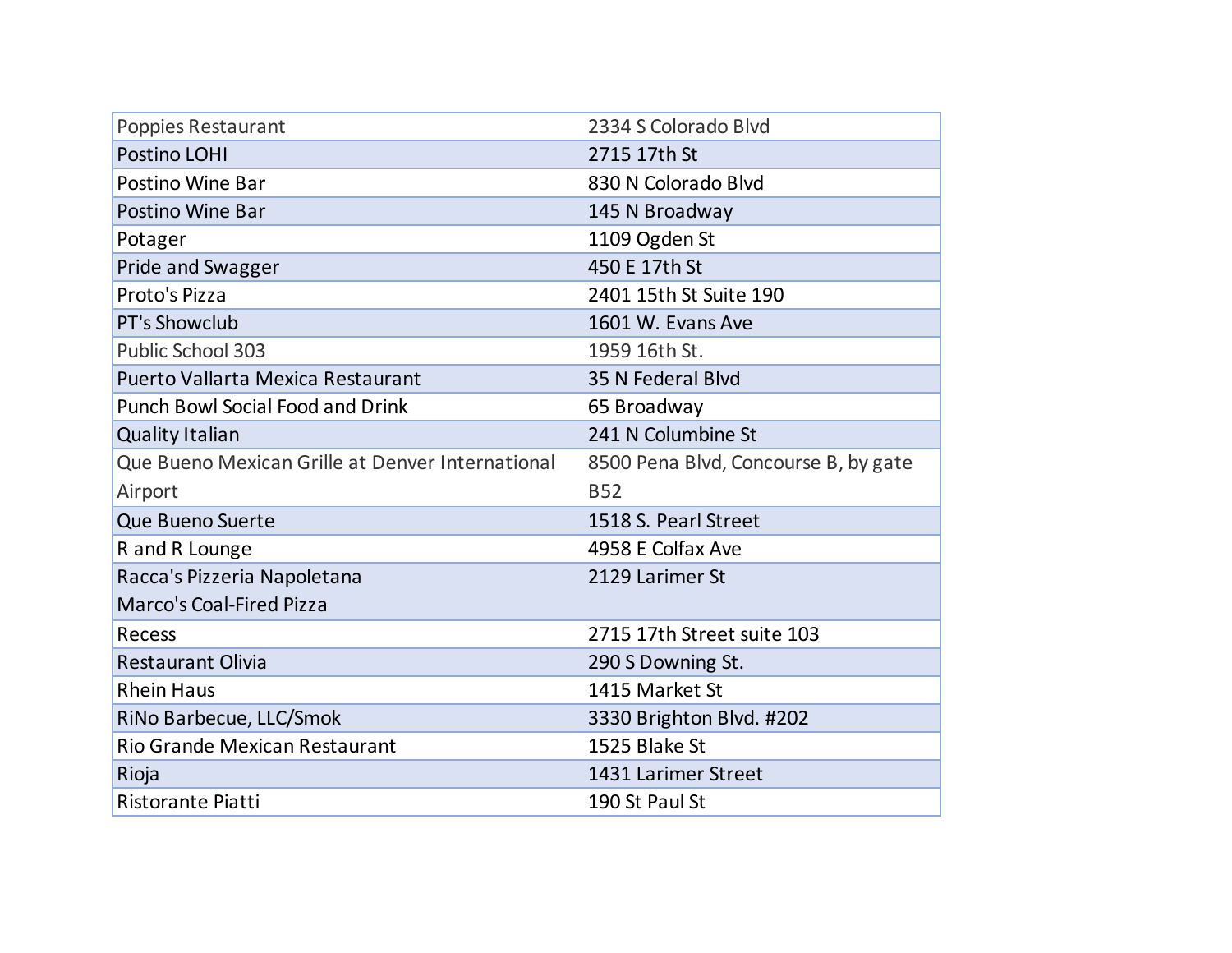| | |
|---|---|
| Poppies Restaurant | 2334 S Colorado Blvd |
| Postino LOHI | 2715 17th St |
| Postino Wine Bar | 830 N Colorado Blvd |
| Postino Wine Bar | 145 N Broadway |
| Potager | 1109 Ogden St |
| Pride and Swagger | 450 E 17th St |
| Proto's Pizza | 2401 15th St Suite 190 |
| PT's Showclub | 1601 W. Evans Ave |
| Public School 303 | 1959 16th St. |
| Puerto Vallarta Mexica Restaurant | 35 N Federal Blvd |
| Punch Bowl Social Food and Drink | 65 Broadway |
| Quality Italian | 241 N Columbine St |
| Que Bueno Mexican Grille at Denver International Airport | 8500 Pena Blvd, Concourse B, by gate B52 |
| Que Bueno Suerte | 1518 S. Pearl Street |
| R and R Lounge | 4958 E Colfax Ave |
| Racca's Pizzeria Napoletana Marco's Coal-Fired Pizza | 2129 Larimer St |
| Recess | 2715 17th Street suite 103 |
| Restaurant Olivia | 290 S Downing St. |
| Rhein Haus | 1415 Market St |
| RiNo Barbecue, LLC/Smok | 3330 Brighton Blvd. #202 |
| Rio Grande Mexican Restaurant | 1525 Blake St |
| Rioja | 1431 Larimer Street |
| Ristorante Piatti | 190 St Paul St |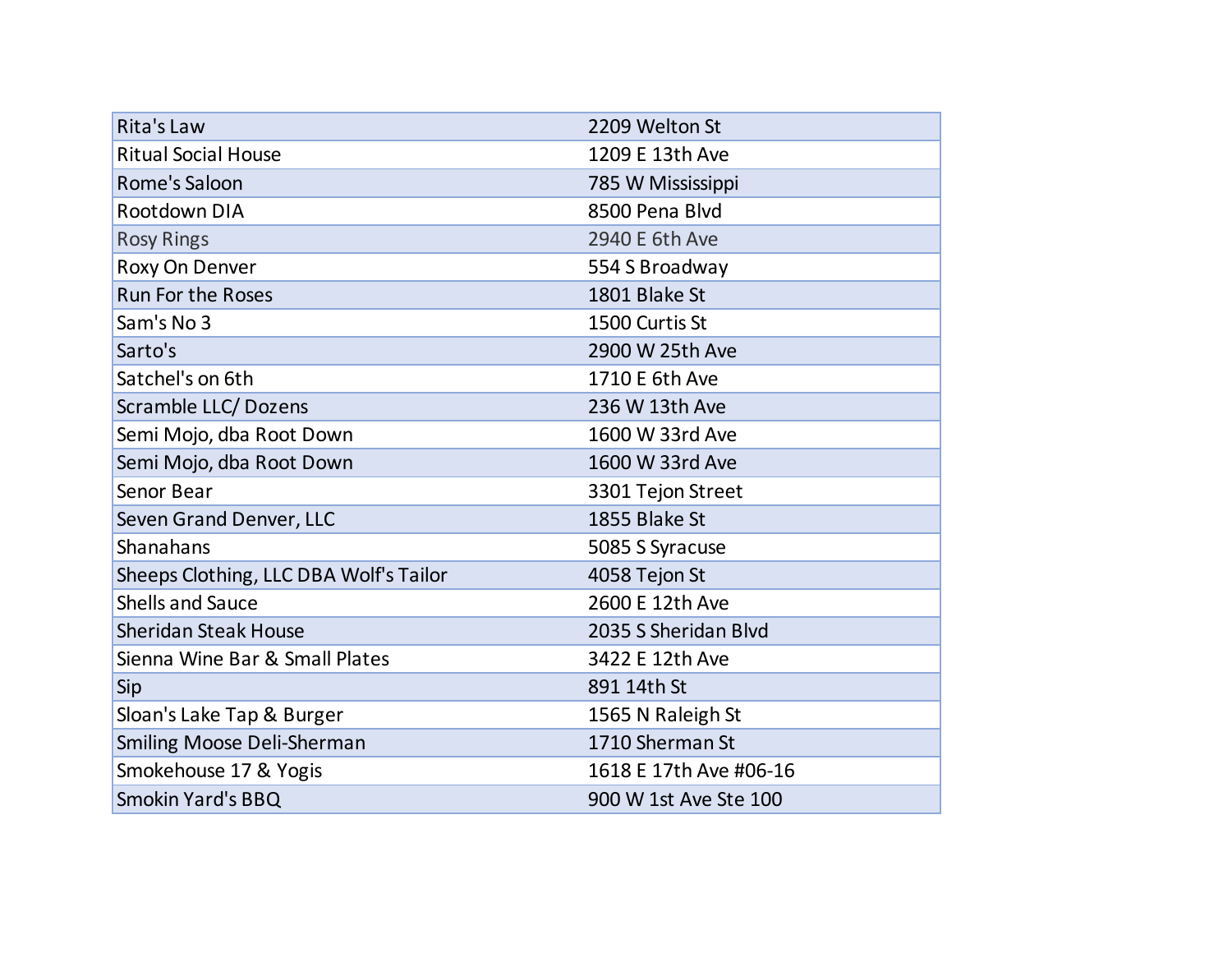| | |
|---|---|
| Rita's Law | 2209 Welton St |
| Ritual Social House | 1209 E 13th Ave |
| Rome's Saloon | 785 W Mississippi |
| Rootdown DIA | 8500 Pena Blvd |
| Rosy Rings | 2940 E 6th Ave |
| Roxy On Denver | 554 S Broadway |
| Run For the Roses | 1801 Blake St |
| Sam's No 3 | 1500 Curtis St |
| Sarto's | 2900 W 25th Ave |
| Satchel's on 6th | 1710 E 6th Ave |
| Scramble LLC/ Dozens | 236 W 13th Ave |
| Semi Mojo, dba Root Down | 1600 W 33rd Ave |
| Semi Mojo, dba Root Down | 1600 W 33rd Ave |
| Senor Bear | 3301 Tejon Street |
| Seven Grand Denver, LLC | 1855 Blake St |
| Shanahans | 5085 S Syracuse |
| Sheeps Clothing, LLC DBA Wolf's Tailor | 4058 Tejon St |
| Shells and Sauce | 2600 E 12th Ave |
| Sheridan Steak House | 2035 S Sheridan Blvd |
| Sienna Wine Bar & Small Plates | 3422 E 12th Ave |
| Sip | 891 14th St |
| Sloan's Lake Tap & Burger | 1565 N Raleigh St |
| Smiling Moose Deli-Sherman | 1710 Sherman St |
| Smokehouse 17 & Yogis | 1618 E 17th Ave #06-16 |
| Smokin Yard's BBQ | 900 W 1st Ave Ste 100 |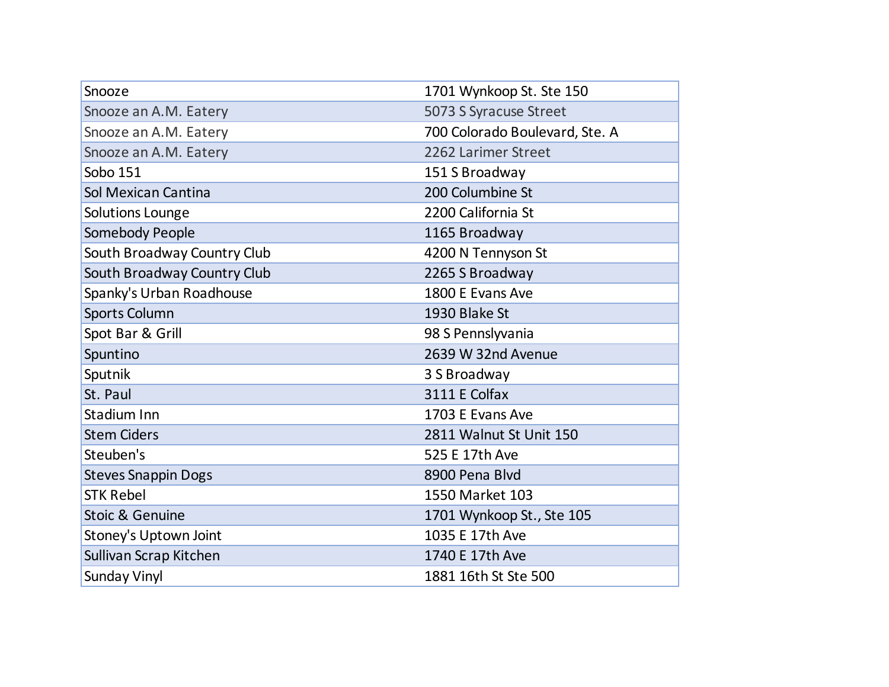| Snooze | 1701 Wynkoop St. Ste 150 |
|---|---|
| Snooze an A.M. Eatery | 5073 S Syracuse Street |
| Snooze an A.M. Eatery | 700 Colorado Boulevard, Ste. A |
| Snooze an A.M. Eatery | 2262 Larimer Street |
| Sobo 151 | 151 S Broadway |
| Sol Mexican Cantina | 200 Columbine St |
| Solutions Lounge | 2200 California St |
| Somebody People | 1165 Broadway |
| South Broadway Country Club | 4200 N Tennyson St |
| South Broadway Country Club | 2265 S Broadway |
| Spanky's Urban Roadhouse | 1800 E Evans Ave |
| Sports Column | 1930 Blake St |
| Spot Bar & Grill | 98 S Pennslyvania |
| Spuntino | 2639 W 32nd Avenue |
| Sputnik | 3 S Broadway |
| St. Paul | 3111 E Colfax |
| Stadium Inn | 1703 E Evans Ave |
| Stem Ciders | 2811 Walnut St Unit 150 |
| Steuben's | 525 E 17th Ave |
| Steves Snappin Dogs | 8900 Pena Blvd |
| STK Rebel | 1550 Market 103 |
| Stoic & Genuine | 1701 Wynkoop St., Ste 105 |
| Stoney's Uptown Joint | 1035 E 17th Ave |
| Sullivan Scrap Kitchen | 1740 E 17th Ave |
| Sunday Vinyl | 1881 16th St Ste 500 |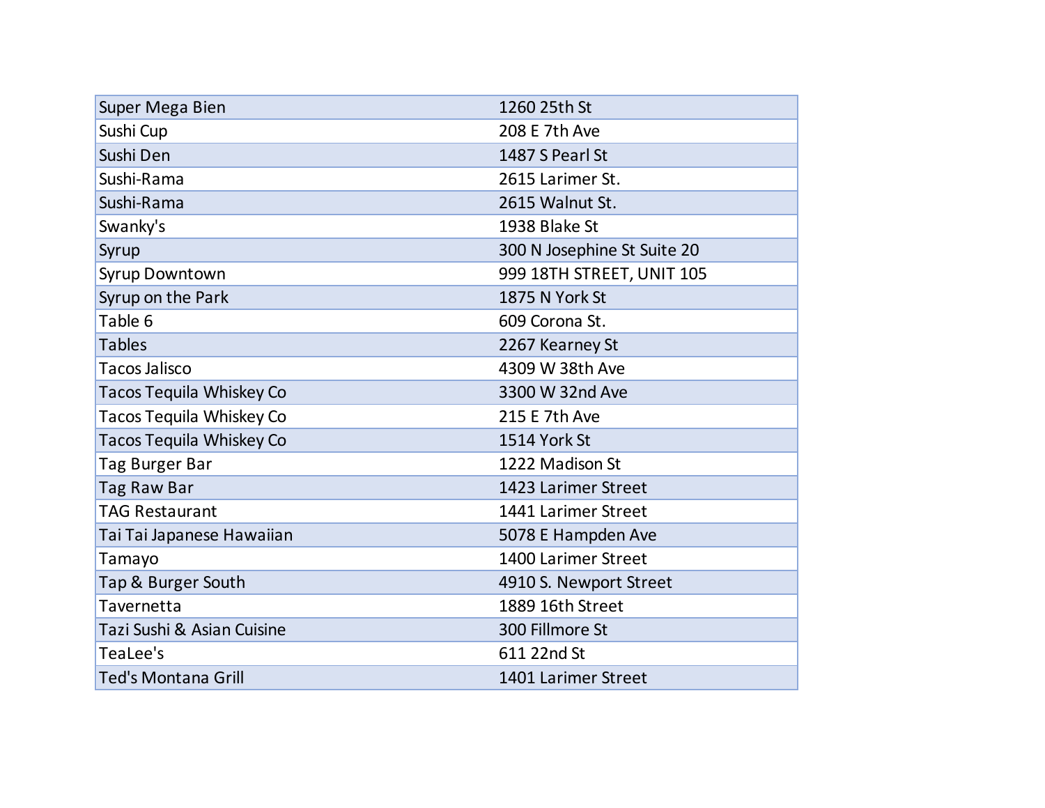| | |
|---|---|
| Super Mega Bien | 1260 25th St |
| Sushi Cup | 208 E 7th Ave |
| Sushi Den | 1487 S Pearl St |
| Sushi-Rama | 2615 Larimer St. |
| Sushi-Rama | 2615 Walnut St. |
| Swanky's | 1938 Blake St |
| Syrup | 300 N Josephine St Suite 20 |
| Syrup Downtown | 999 18TH STREET, UNIT 105 |
| Syrup on the Park | 1875 N York St |
| Table 6 | 609 Corona St. |
| Tables | 2267 Kearney St |
| Tacos Jalisco | 4309 W 38th Ave |
| Tacos Tequila Whiskey Co | 3300 W 32nd Ave |
| Tacos Tequila Whiskey Co | 215 E 7th Ave |
| Tacos Tequila Whiskey Co | 1514 York St |
| Tag Burger Bar | 1222 Madison St |
| Tag Raw Bar | 1423 Larimer Street |
| TAG Restaurant | 1441 Larimer Street |
| Tai Tai Japanese Hawaiian | 5078 E Hampden Ave |
| Tamayo | 1400 Larimer Street |
| Tap & Burger South | 4910 S. Newport Street |
| Tavernetta | 1889 16th Street |
| Tazi Sushi & Asian Cuisine | 300 Fillmore St |
| TeaLee's | 611 22nd St |
| Ted's Montana Grill | 1401 Larimer Street |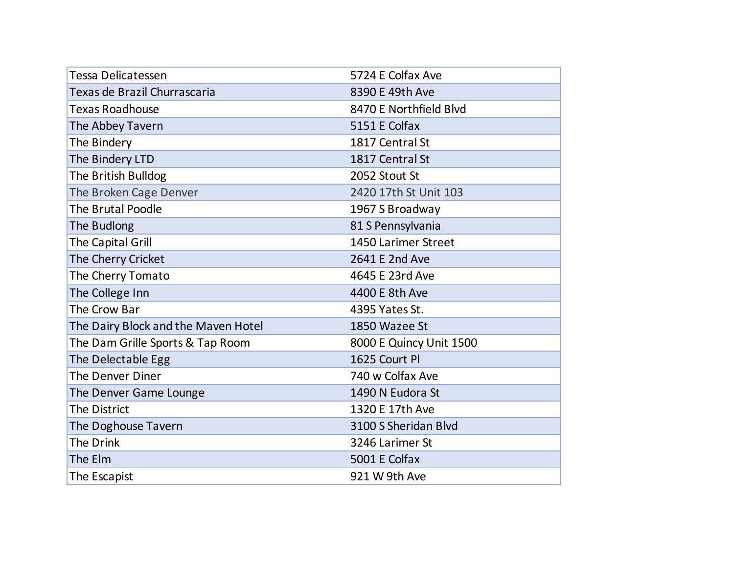| Tessa Delicatessen | 5724 E Colfax Ave |
|---|---|
| Texas de Brazil Churrascaria | 8390 E 49th Ave |
| Texas Roadhouse | 8470 E Northfield Blvd |
| The Abbey Tavern | 5151 E Colfax |
| The Bindery | 1817 Central St |
| The Bindery LTD | 1817 Central St |
| The British Bulldog | 2052 Stout St |
| The Broken Cage Denver | 2420 17th St Unit 103 |
| The Brutal Poodle | 1967 S Broadway |
| The Budlong | 81 S Pennsylvania |
| The Capital Grill | 1450 Larimer Street |
| The Cherry Cricket | 2641 E 2nd Ave |
| The Cherry Tomato | 4645 E 23rd Ave |
| The College Inn | 4400 E 8th Ave |
| The Crow Bar | 4395 Yates St. |
| The Dairy Block and the Maven Hotel | 1850 Wazee St |
| The Dam Grille Sports & Tap Room | 8000 E Quincy Unit 1500 |
| The Delectable Egg | 1625 Court Pl |
| The Denver Diner | 740 w Colfax Ave |
| The Denver Game Lounge | 1490 N Eudora St |
| The District | 1320 E 17th Ave |
| The Doghouse Tavern | 3100 S Sheridan Blvd |
| The Drink | 3246 Larimer St |
| The Elm | 5001 E Colfax |
| The Escapist | 921 W 9th Ave |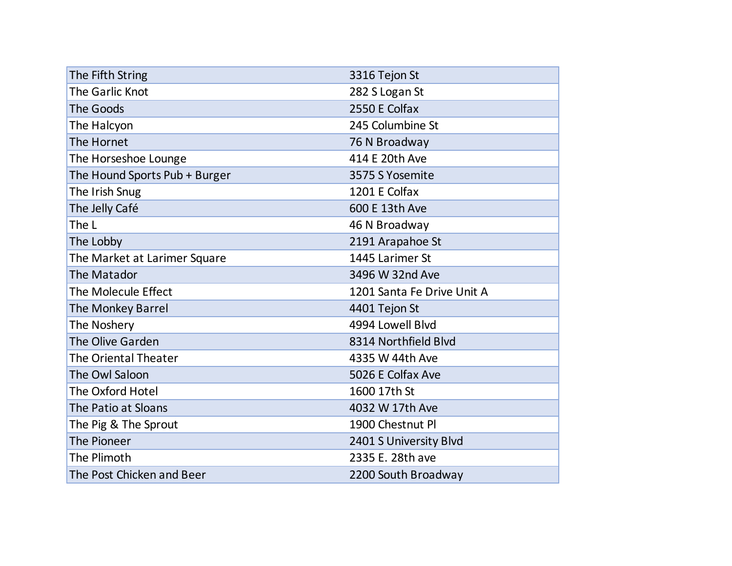| | |
|---|---|
| The Fifth String | 3316 Tejon St |
| The Garlic Knot | 282 S Logan St |
| The Goods | 2550 E Colfax |
| The Halcyon | 245 Columbine St |
| The Hornet | 76 N Broadway |
| The Horseshoe Lounge | 414 E 20th Ave |
| The Hound Sports Pub + Burger | 3575 S Yosemite |
| The Irish Snug | 1201 E Colfax |
| The Jelly Café | 600 E 13th Ave |
| The L | 46 N Broadway |
| The Lobby | 2191 Arapahoe St |
| The Market at Larimer Square | 1445 Larimer St |
| The Matador | 3496 W 32nd Ave |
| The Molecule Effect | 1201 Santa Fe Drive Unit A |
| The Monkey Barrel | 4401 Tejon St |
| The Noshery | 4994 Lowell Blvd |
| The Olive Garden | 8314 Northfield Blvd |
| The Oriental Theater | 4335 W 44th Ave |
| The Owl Saloon | 5026 E Colfax Ave |
| The Oxford Hotel | 1600 17th St |
| The Patio at Sloans | 4032 W 17th Ave |
| The Pig & The Sprout | 1900 Chestnut Pl |
| The Pioneer | 2401 S University Blvd |
| The Plimoth | 2335 E. 28th ave |
| The Post Chicken and Beer | 2200 South Broadway |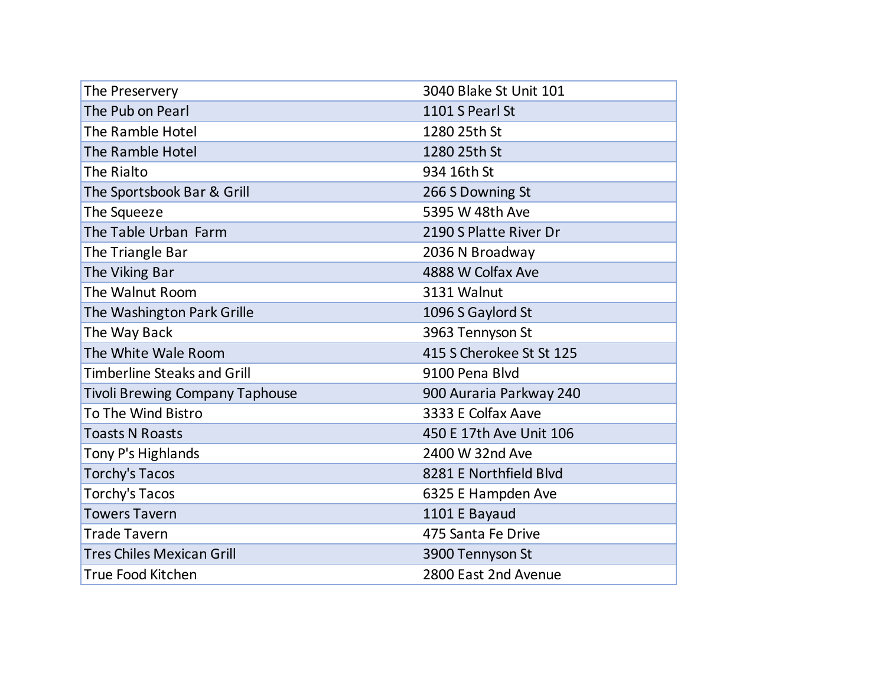| | |
|---|---|
| The Preservery | 3040 Blake St Unit 101 |
| The Pub on Pearl | 1101 S Pearl St |
| The Ramble Hotel | 1280 25th St |
| The Ramble Hotel | 1280 25th St |
| The Rialto | 934 16th St |
| The Sportsbook Bar & Grill | 266 S Downing St |
| The Squeeze | 5395 W 48th Ave |
| The Table Urban  Farm | 2190 S Platte River Dr |
| The Triangle Bar | 2036 N Broadway |
| The Viking Bar | 4888 W Colfax Ave |
| The Walnut Room | 3131 Walnut |
| The Washington Park Grille | 1096 S Gaylord St |
| The Way Back | 3963 Tennyson St |
| The White Wale Room | 415 S Cherokee St St 125 |
| Timberline Steaks and Grill | 9100 Pena Blvd |
| Tivoli Brewing Company Taphouse | 900 Auraria Parkway 240 |
| To The Wind Bistro | 3333 E Colfax Aave |
| Toasts N Roasts | 450 E 17th Ave Unit 106 |
| Tony P's Highlands | 2400 W 32nd Ave |
| Torchy's Tacos | 8281 E Northfield Blvd |
| Torchy's Tacos | 6325 E Hampden Ave |
| Towers Tavern | 1101 E Bayaud |
| Trade Tavern | 475 Santa Fe Drive |
| Tres Chiles Mexican Grill | 3900 Tennyson St |
| True Food Kitchen | 2800 East 2nd Avenue |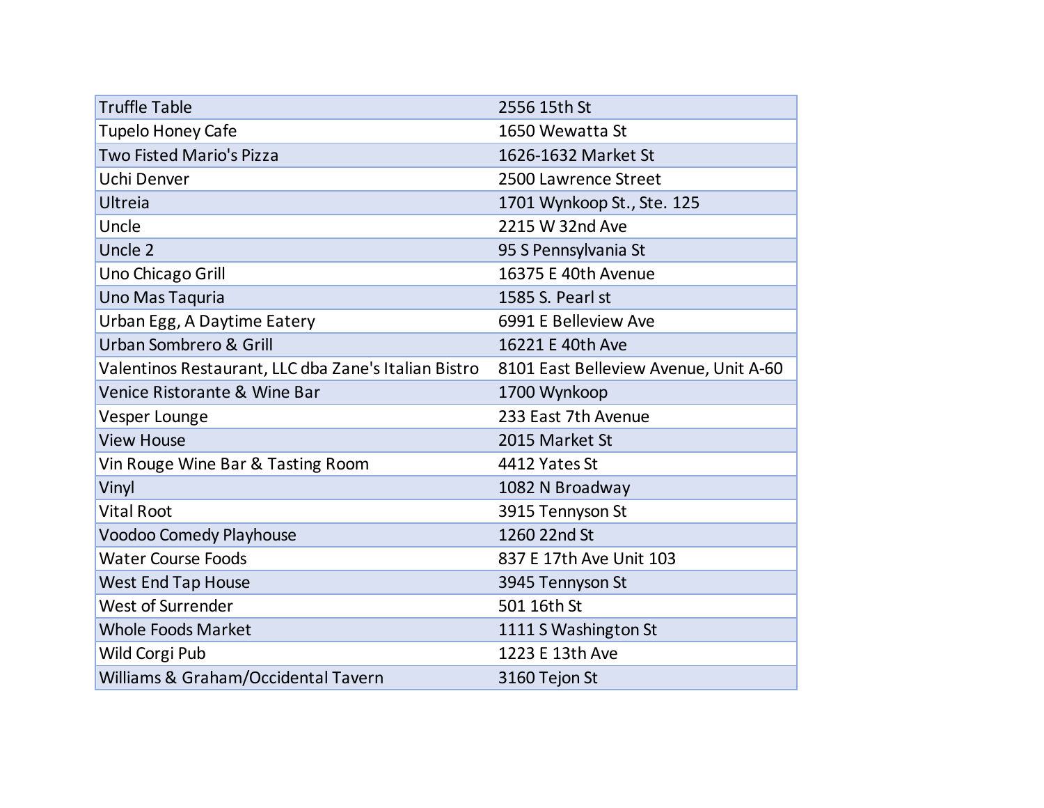| | |
|---|---|
| Truffle Table | 2556 15th St |
| Tupelo Honey Cafe | 1650 Wewatta St |
| Two Fisted Mario's Pizza | 1626-1632 Market St |
| Uchi Denver | 2500 Lawrence Street |
| Ultreia | 1701 Wynkoop St., Ste. 125 |
| Uncle | 2215 W 32nd Ave |
| Uncle 2 | 95 S Pennsylvania St |
| Uno Chicago Grill | 16375 E 40th Avenue |
| Uno Mas Taquria | 1585 S. Pearl st |
| Urban Egg, A Daytime Eatery | 6991 E Belleview Ave |
| Urban Sombrero & Grill | 16221 E 40th Ave |
| Valentinos Restaurant, LLC dba Zane's Italian Bistro | 8101 East Belleview Avenue, Unit A-60 |
| Venice Ristorante & Wine Bar | 1700 Wynkoop |
| Vesper Lounge | 233 East 7th Avenue |
| View House | 2015 Market St |
| Vin Rouge Wine Bar & Tasting Room | 4412 Yates St |
| Vinyl | 1082 N Broadway |
| Vital Root | 3915 Tennyson St |
| Voodoo Comedy Playhouse | 1260 22nd St |
| Water Course Foods | 837 E 17th Ave Unit 103 |
| West End Tap House | 3945 Tennyson St |
| West of Surrender | 501 16th St |
| Whole Foods Market | 1111 S Washington St |
| Wild Corgi Pub | 1223 E 13th Ave |
| Williams & Graham/Occidental Tavern | 3160 Tejon St |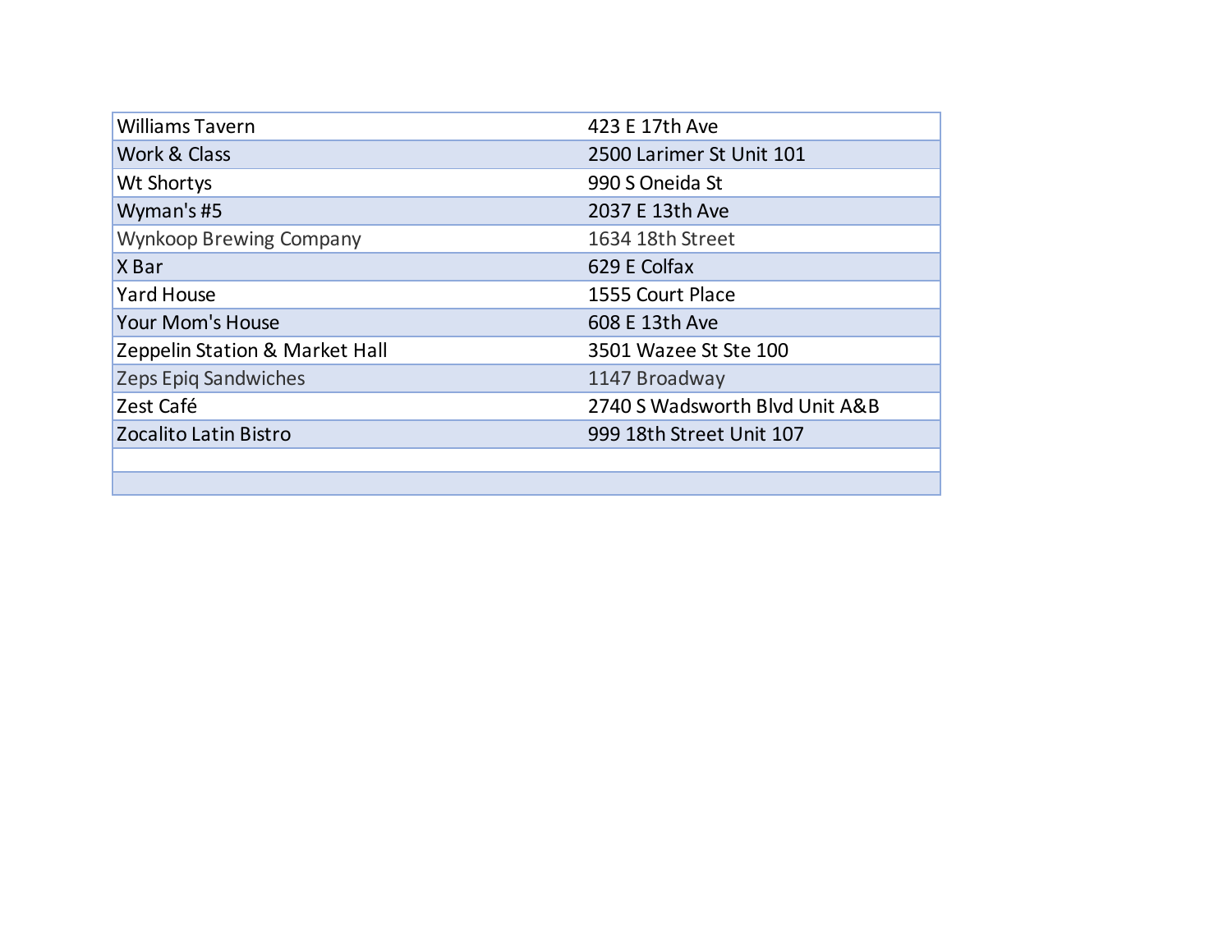| | |
|---|---|
| Williams Tavern | 423 E 17th Ave |
| Work & Class | 2500 Larimer St Unit 101 |
| Wt Shortys | 990 S Oneida St |
| Wyman's #5 | 2037 E 13th Ave |
| Wynkoop Brewing Company | 1634 18th Street |
| X Bar | 629 E Colfax |
| Yard House | 1555 Court Place |
| Your Mom's House | 608 E 13th Ave |
| Zeppelin Station & Market Hall | 3501 Wazee St Ste 100 |
| Zeps Epiq Sandwiches | 1147 Broadway |
| Zest Café | 2740 S Wadsworth Blvd Unit A&B |
| Zocalito Latin Bistro | 999 18th Street Unit 107 |
| | |
| | |